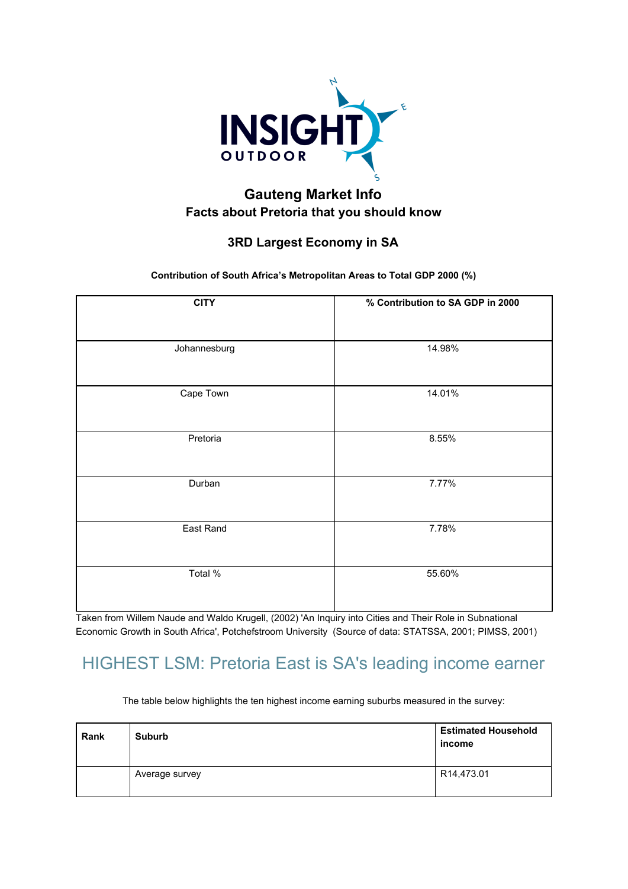INSIGHT OUTDOOR

## Gauteng Market Info
## Facts about Pretoria that you should know

### 3RD Largest Economy in SA

**Contribution of South Africa's Metropolitan Areas to Total GDP 2000 (%)**

| CITY | % Contribution to SA GDP in 2000 |
|---|---|
| Johannesburg | 14.98% |
| Cape Town | 14.01% |
| Pretoria | 8.55% |
| Durban | 7.77% |
| East Rand | 7.78% |
| Total % | 55.60% |

Taken from Willem Naude and Waldo Krugell, (2002) 'An Inquiry into Cities and Their Role in Subnational Economic Growth in South Africa', Potchefstroom University (Source of data: STATSSA, 2001; PIMSS, 2001)

## HIGHEST LSM: Pretoria East is SA's leading income earner

The table below highlights the ten highest income earning suburbs measured in the survey:

| Rank | Suburb | Estimated Household income |
|---|---|---|
| | Average survey | R14,473.01 |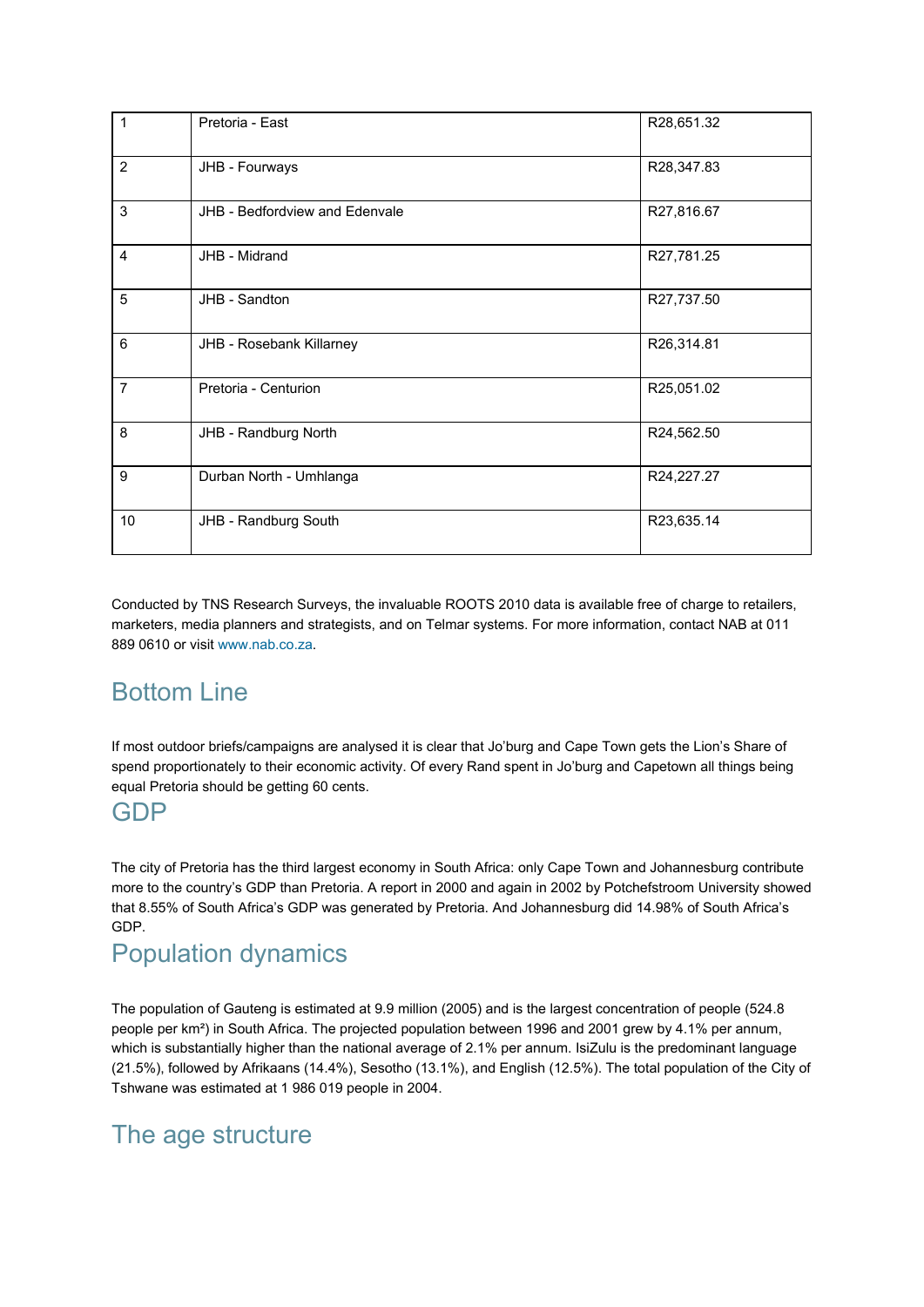| 1 | Pretoria - East | R28,651.32 |
|---|---|---|
| 2 | JHB - Fourways | R28,347.83 |
| 3 | JHB - Bedfordview and Edenvale | R27,816.67 |
| 4 | JHB - Midrand | R27,781.25 |
| 5 | JHB - Sandton | R27,737.50 |
| 6 | JHB - Rosebank Killarney | R26,314.81 |
| 7 | Pretoria - Centurion | R25,051.02 |
| 8 | JHB - Randburg North | R24,562.50 |
| 9 | Durban North - Umhlanga | R24,227.27 |
| 10 | JHB - Randburg South | R23,635.14 |

Conducted by TNS Research Surveys, the invaluable ROOTS 2010 data is available free of charge to retailers, marketers, media planners and strategists, and on Telmar systems. For more information, contact NAB at 011 889 0610 or visit www.nab.co.za.

## Bottom Line

If most outdoor briefs/campaigns are analysed it is clear that Jo'burg and Cape Town gets the Lion's Share of spend proportionately to their economic activity. Of every Rand spent in Jo'burg and Capetown all things being equal Pretoria should be getting 60 cents.

## GDP

The city of Pretoria has the third largest economy in South Africa: only Cape Town and Johannesburg contribute more to the country's GDP than Pretoria. A report in 2000 and again in 2002 by Potchefstroom University showed that 8.55% of South Africa's GDP was generated by Pretoria. And Johannesburg did 14.98% of South Africa's GDP.

## Population dynamics

The population of Gauteng is estimated at 9.9 million (2005) and is the largest concentration of people (524.8 people per km²) in South Africa. The projected population between 1996 and 2001 grew by 4.1% per annum, which is substantially higher than the national average of 2.1% per annum. IsiZulu is the predominant language (21.5%), followed by Afrikaans (14.4%), Sesotho (13.1%), and English (12.5%). The total population of the City of Tshwane was estimated at 1 986 019 people in 2004.

## The age structure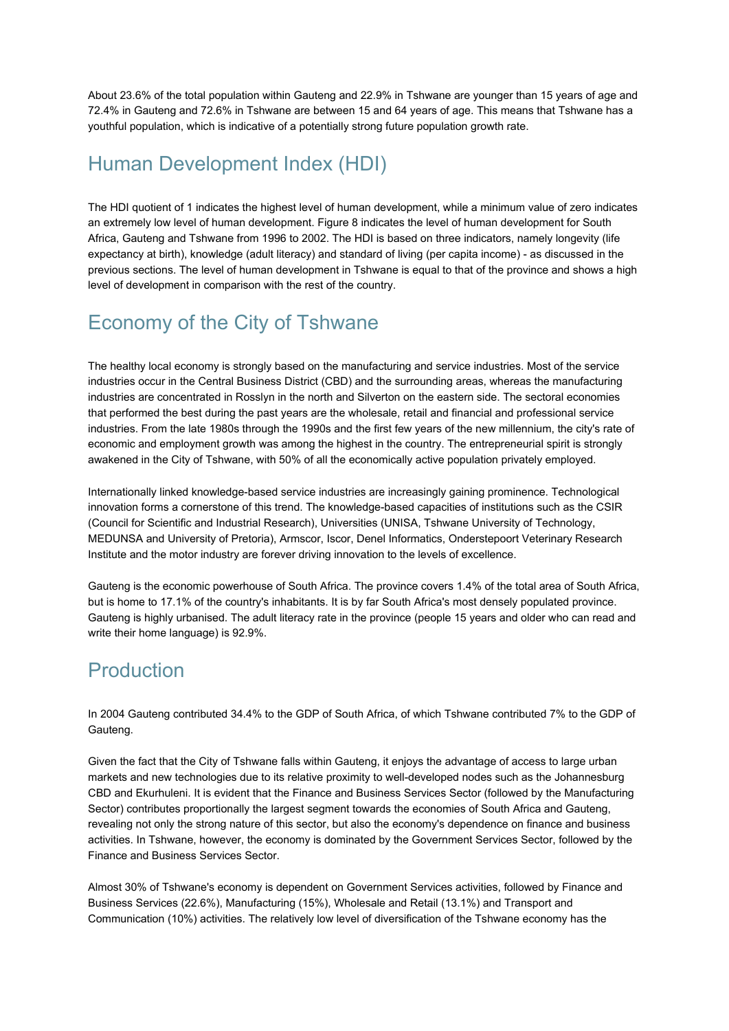About 23.6% of the total population within Gauteng and 22.9% in Tshwane are younger than 15 years of age and 72.4% in Gauteng and 72.6% in Tshwane are between 15 and 64 years of age. This means that Tshwane has a youthful population, which is indicative of a potentially strong future population growth rate.

## Human Development Index (HDI)

The HDI quotient of 1 indicates the highest level of human development, while a minimum value of zero indicates an extremely low level of human development. Figure 8 indicates the level of human development for South Africa, Gauteng and Tshwane from 1996 to 2002. The HDI is based on three indicators, namely longevity (life expectancy at birth), knowledge (adult literacy) and standard of living (per capita income) - as discussed in the previous sections. The level of human development in Tshwane is equal to that of the province and shows a high level of development in comparison with the rest of the country.

## Economy of the City of Tshwane

The healthy local economy is strongly based on the manufacturing and service industries. Most of the service industries occur in the Central Business District (CBD) and the surrounding areas, whereas the manufacturing industries are concentrated in Rosslyn in the north and Silverton on the eastern side. The sectoral economies that performed the best during the past years are the wholesale, retail and financial and professional service industries. From the late 1980s through the 1990s and the first few years of the new millennium, the city's rate of economic and employment growth was among the highest in the country. The entrepreneurial spirit is strongly awakened in the City of Tshwane, with 50% of all the economically active population privately employed.

Internationally linked knowledge-based service industries are increasingly gaining prominence. Technological innovation forms a cornerstone of this trend. The knowledge-based capacities of institutions such as the CSIR (Council for Scientific and Industrial Research), Universities (UNISA, Tshwane University of Technology, MEDUNSA and University of Pretoria), Armscor, Iscor, Denel Informatics, Onderstepoort Veterinary Research Institute and the motor industry are forever driving innovation to the levels of excellence.

Gauteng is the economic powerhouse of South Africa. The province covers 1.4% of the total area of South Africa, but is home to 17.1% of the country's inhabitants. It is by far South Africa's most densely populated province. Gauteng is highly urbanised. The adult literacy rate in the province (people 15 years and older who can read and write their home language) is 92.9%.

## Production

In 2004 Gauteng contributed 34.4% to the GDP of South Africa, of which Tshwane contributed 7% to the GDP of Gauteng.

Given the fact that the City of Tshwane falls within Gauteng, it enjoys the advantage of access to large urban markets and new technologies due to its relative proximity to well-developed nodes such as the Johannesburg CBD and Ekurhuleni. It is evident that the Finance and Business Services Sector (followed by the Manufacturing Sector) contributes proportionally the largest segment towards the economies of South Africa and Gauteng, revealing not only the strong nature of this sector, but also the economy's dependence on finance and business activities. In Tshwane, however, the economy is dominated by the Government Services Sector, followed by the Finance and Business Services Sector.

Almost 30% of Tshwane's economy is dependent on Government Services activities, followed by Finance and Business Services (22.6%), Manufacturing (15%), Wholesale and Retail (13.1%) and Transport and Communication (10%) activities. The relatively low level of diversification of the Tshwane economy has the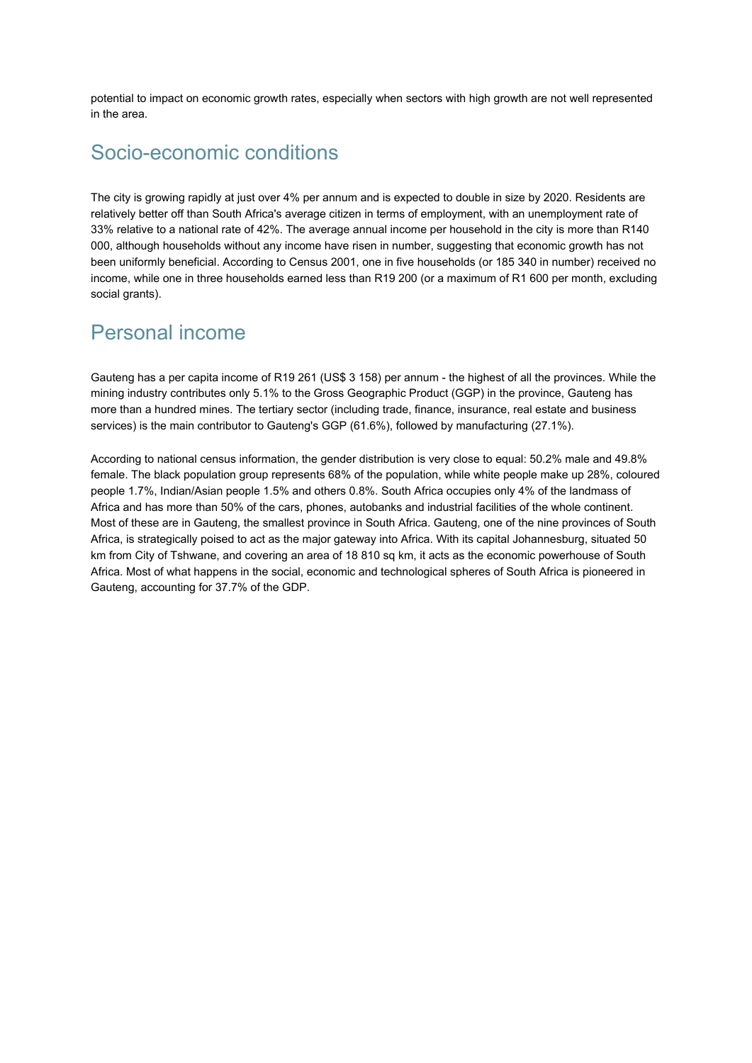potential to impact on economic growth rates, especially when sectors with high growth are not well represented in the area.

## Socio-economic conditions

The city is growing rapidly at just over 4% per annum and is expected to double in size by 2020. Residents are relatively better off than South Africa's average citizen in terms of employment, with an unemployment rate of 33% relative to a national rate of 42%. The average annual income per household in the city is more than R140 000, although households without any income have risen in number, suggesting that economic growth has not been uniformly beneficial. According to Census 2001, one in five households (or 185 340 in number) received no income, while one in three households earned less than R19 200 (or a maximum of R1 600 per month, excluding social grants).

## Personal income

Gauteng has a per capita income of R19 261 (US$ 3 158) per annum - the highest of all the provinces. While the mining industry contributes only 5.1% to the Gross Geographic Product (GGP) in the province, Gauteng has more than a hundred mines. The tertiary sector (including trade, finance, insurance, real estate and business services) is the main contributor to Gauteng's GGP (61.6%), followed by manufacturing (27.1%).

According to national census information, the gender distribution is very close to equal: 50.2% male and 49.8% female. The black population group represents 68% of the population, while white people make up 28%, coloured people 1.7%, Indian/Asian people 1.5% and others 0.8%. South Africa occupies only 4% of the landmass of Africa and has more than 50% of the cars, phones, autobanks and industrial facilities of the whole continent. Most of these are in Gauteng, the smallest province in South Africa. Gauteng, one of the nine provinces of South Africa, is strategically poised to act as the major gateway into Africa. With its capital Johannesburg, situated 50 km from City of Tshwane, and covering an area of 18 810 sq km, it acts as the economic powerhouse of South Africa. Most of what happens in the social, economic and technological spheres of South Africa is pioneered in Gauteng, accounting for 37.7% of the GDP.